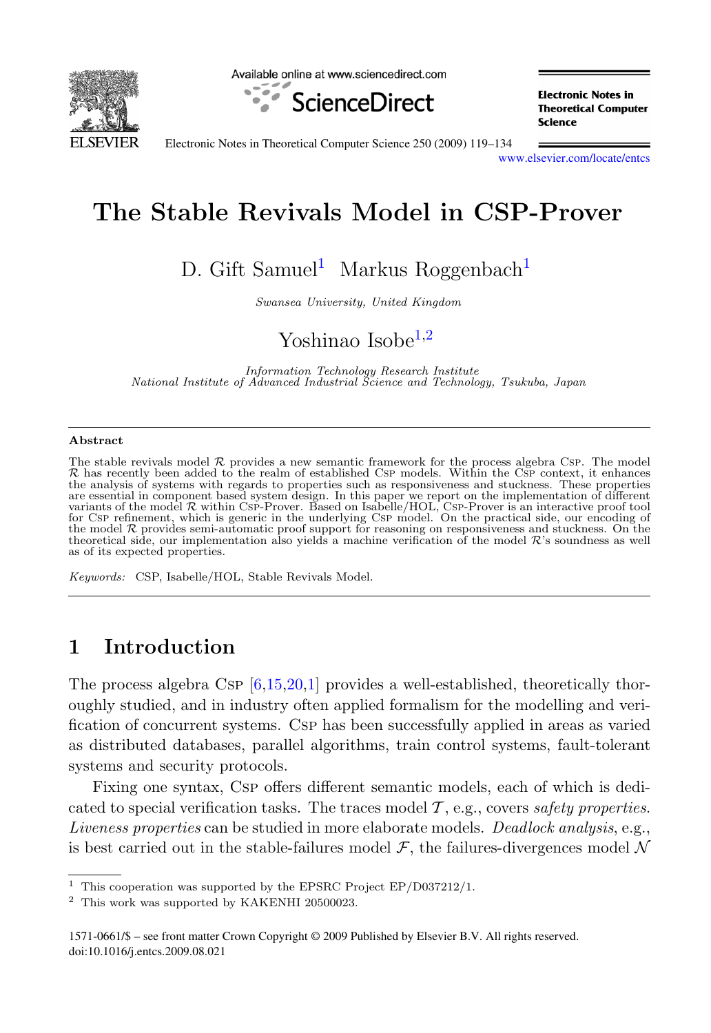# The Stable Revivals Model in CSP-Prover

D. Gift Samuel[1] Markus Roggenbach[1]

*Swansea University, United Kingdom*

Yoshinao Isobe[1,2]

*Information Technology Research Institute*
*National Institute of Advanced Industrial Science and Technology, Tsukuba, Japan*

---

**Abstract**

The stable revivals model $\mathcal{R}$ provides a new semantic framework for the process algebra Csp. The model $\mathcal{R}$ has recently been added to the realm of established Csp models. Within the Csp context, it enhances the analysis of systems with regards to properties such as responsiveness and stuckness. These properties are essential in component based system design. In this paper we report on the implementation of different variants of the model $\mathcal{R}$ within Csp-Prover. Based on Isabelle/HOL, Csp-Prover is an interactive proof tool for Csp refinement, which is generic in the underlying Csp model. On the practical side, our encoding of the model $\mathcal{R}$ provides semi-automatic proof support for reasoning on responsiveness and stuckness. On the theoretical side, our implementation also yields a machine verification of the model $\mathcal{R}$'s soundness as well as of its expected properties.

*Keywords:* CSP, Isabelle/HOL, Stable Revivals Model.

---

## 1 Introduction

The process algebra Csp [6,15,20,1] provides a well-established, theoretically thoroughly studied, and in industry often applied formalism for the modelling and verification of concurrent systems. Csp has been successfully applied in areas as varied as distributed databases, parallel algorithms, train control systems, fault-tolerant systems and security protocols.

Fixing one syntax, Csp offers different semantic models, each of which is dedicated to special verification tasks. The traces model $\mathcal{T}$, e.g., covers *safety properties*. *Liveness properties* can be studied in more elaborate models. *Deadlock analysis*, e.g., is best carried out in the stable-failures model $\mathcal{F}$, the failures-divergences model $\mathcal{N}$

---

[1] This cooperation was supported by the EPSRC Project EP/D037212/1.

[2] This work was supported by KAKENHI 20500023.

1571-0661/$ – see front matter Crown Copyright © 2009 Published by Elsevier B.V. All rights reserved.
doi:10.1016/j.entcs.2009.08.021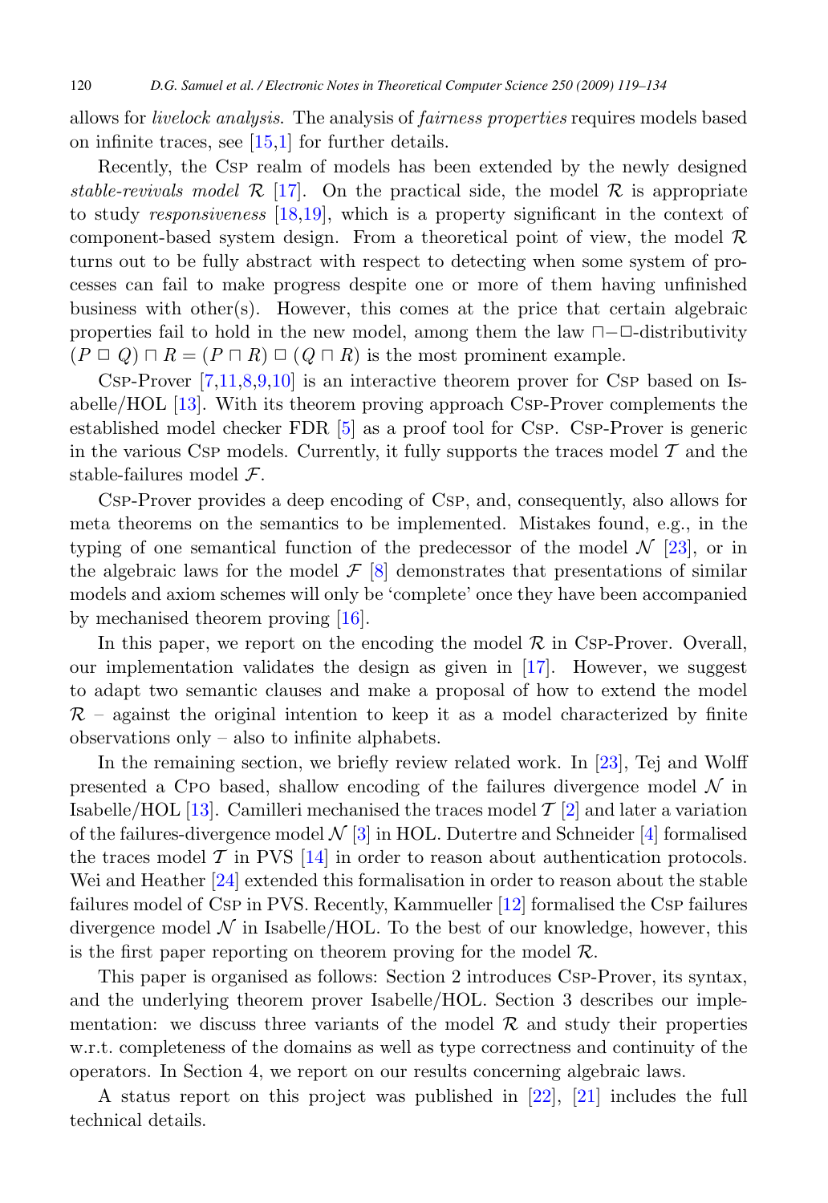allows for *livelock analysis*. The analysis of *fairness properties* requires models based on infinite traces, see [15,1] for further details.

Recently, the Csp realm of models has been extended by the newly designed *stable-revivals model* $\mathcal{R}$ [17]. On the practical side, the model $\mathcal{R}$ is appropriate to study *responsiveness* [18,19], which is a property significant in the context of component-based system design. From a theoretical point of view, the model $\mathcal{R}$ turns out to be fully abstract with respect to detecting when some system of processes can fail to make progress despite one or more of them having unfinished business with other(s). However, this comes at the price that certain algebraic properties fail to hold in the new model, among them the law $\sqcap$−$\Box$-distributivity $(P \Box Q) \sqcap R = (P \sqcap R) \Box (Q \sqcap R)$ is the most prominent example.

Csp-Prover [7,11,8,9,10] is an interactive theorem prover for Csp based on Isabelle/HOL [13]. With its theorem proving approach Csp-Prover complements the established model checker FDR [5] as a proof tool for Csp. Csp-Prover is generic in the various Csp models. Currently, it fully supports the traces model $\mathcal{T}$ and the stable-failures model $\mathcal{F}$.

Csp-Prover provides a deep encoding of Csp, and, consequently, also allows for meta theorems on the semantics to be implemented. Mistakes found, e.g., in the typing of one semantical function of the predecessor of the model $\mathcal{N}$ [23], or in the algebraic laws for the model $\mathcal{F}$ [8] demonstrates that presentations of similar models and axiom schemes will only be 'complete' once they have been accompanied by mechanised theorem proving [16].

In this paper, we report on the encoding the model $\mathcal{R}$ in Csp-Prover. Overall, our implementation validates the design as given in [17]. However, we suggest to adapt two semantic clauses and make a proposal of how to extend the model $\mathcal{R}$ – against the original intention to keep it as a model characterized by finite observations only – also to infinite alphabets.

In the remaining section, we briefly review related work. In [23], Tej and Wolff presented a Cpo based, shallow encoding of the failures divergence model $\mathcal{N}$ in Isabelle/HOL [13]. Camilleri mechanised the traces model $\mathcal{T}$ [2] and later a variation of the failures-divergence model $\mathcal{N}$ [3] in HOL. Dutertre and Schneider [4] formalised the traces model $\mathcal{T}$ in PVS [14] in order to reason about authentication protocols. Wei and Heather [24] extended this formalisation in order to reason about the stable failures model of Csp in PVS. Recently, Kammueller [12] formalised the Csp failures divergence model $\mathcal{N}$ in Isabelle/HOL. To the best of our knowledge, however, this is the first paper reporting on theorem proving for the model $\mathcal{R}$.

This paper is organised as follows: Section 2 introduces Csp-Prover, its syntax, and the underlying theorem prover Isabelle/HOL. Section 3 describes our implementation: we discuss three variants of the model $\mathcal{R}$ and study their properties w.r.t. completeness of the domains as well as type correctness and continuity of the operators. In Section 4, we report on our results concerning algebraic laws.

A status report on this project was published in [22], [21] includes the full technical details.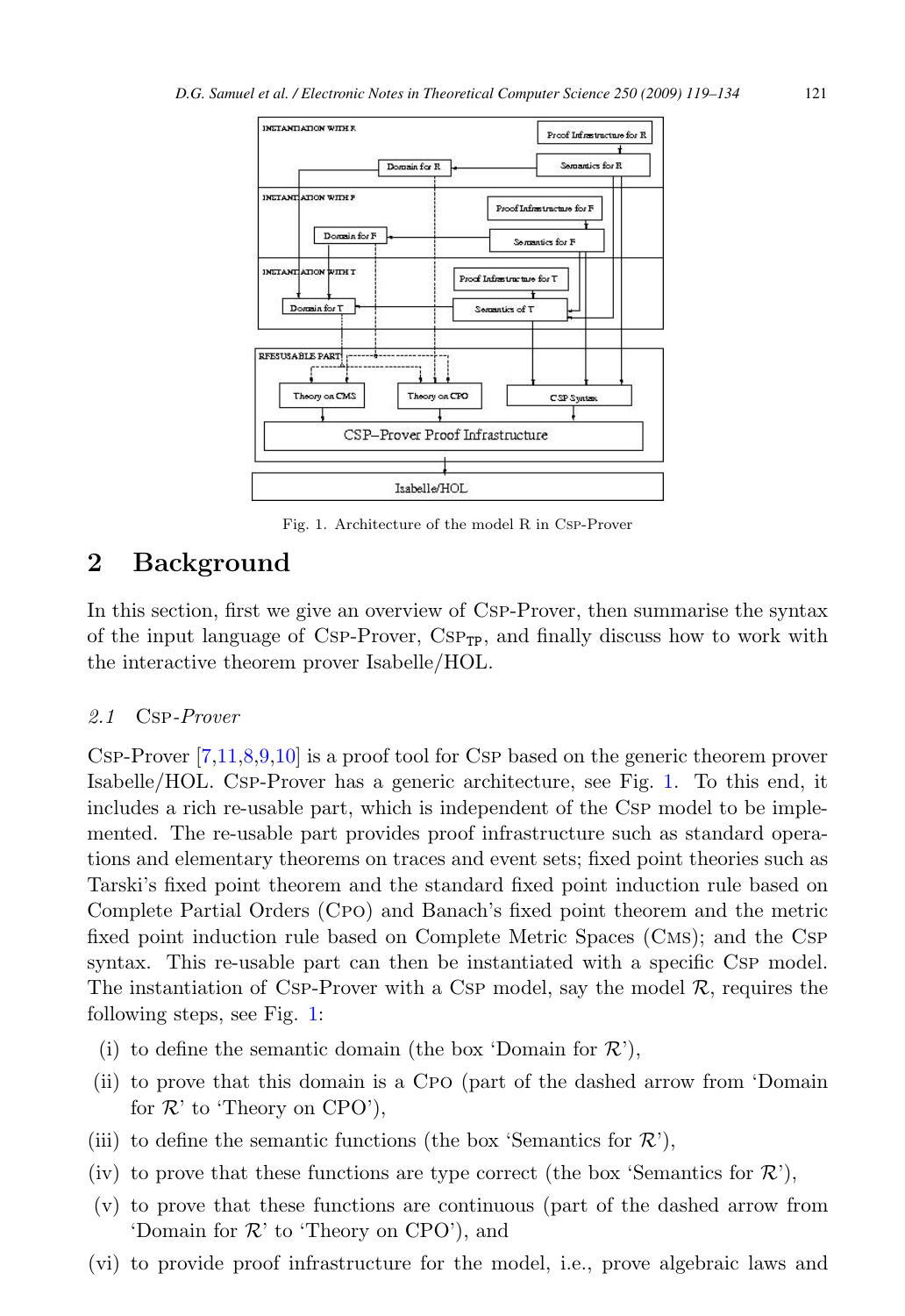Fig. 1. Architecture of the model R in CSP-Prover

## 2 Background

In this section, first we give an overview of CSP-Prover, then summarise the syntax of the input language of CSP-Prover, $\text{CSP}_{\text{TP}}$, and finally discuss how to work with the interactive theorem prover Isabelle/HOL.

### 2.1 CSP-Prover

CSP-Prover [7,11,8,9,10] is a proof tool for CSP based on the generic theorem prover Isabelle/HOL. CSP-Prover has a generic architecture, see Fig. 1. To this end, it includes a rich re-usable part, which is independent of the CSP model to be implemented. The re-usable part provides proof infrastructure such as standard operations and elementary theorems on traces and event sets; fixed point theories such as Tarski's fixed point theorem and the standard fixed point induction rule based on Complete Partial Orders (CPO) and Banach's fixed point theorem and the metric fixed point induction rule based on Complete Metric Spaces (CMS); and the CSP syntax. This re-usable part can then be instantiated with a specific CSP model. The instantiation of CSP-Prover with a CSP model, say the model $\mathcal{R}$, requires the following steps, see Fig. 1:

(i) to define the semantic domain (the box 'Domain for $\mathcal{R}$'),

(ii) to prove that this domain is a CPO (part of the dashed arrow from 'Domain for $\mathcal{R}$' to 'Theory on CPO'),

(iii) to define the semantic functions (the box 'Semantics for $\mathcal{R}$'),

(iv) to prove that these functions are type correct (the box 'Semantics for $\mathcal{R}$'),

(v) to prove that these functions are continuous (part of the dashed arrow from 'Domain for $\mathcal{R}$' to 'Theory on CPO'), and

(vi) to provide proof infrastructure for the model, i.e., prove algebraic laws and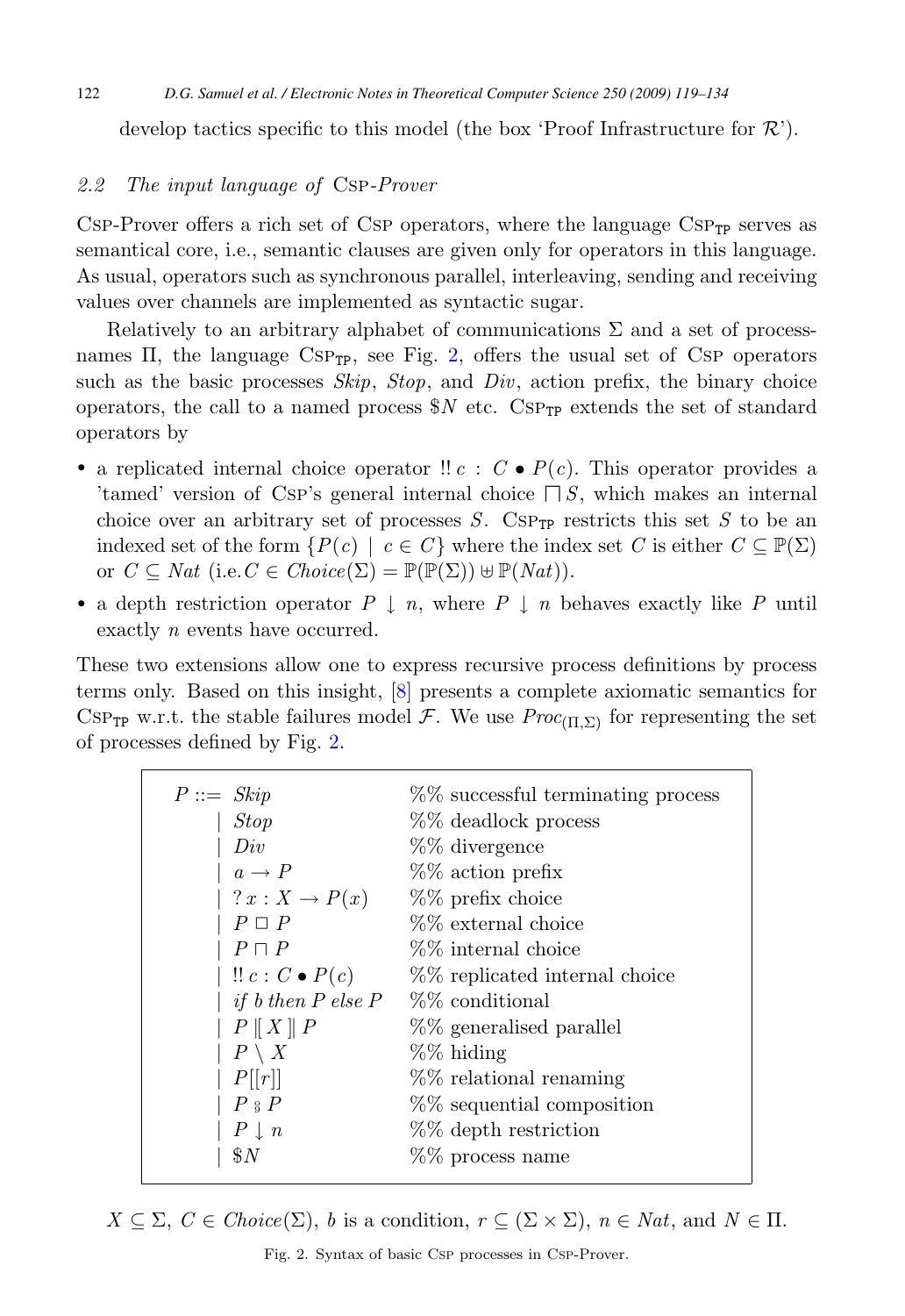develop tactics specific to this model (the box 'Proof Infrastructure for $\mathcal{R}$').

### 2.2 The input language of CSP-Prover

CSP-Prover offers a rich set of CSP operators, where the language $\text{CSP}_{\text{TP}}$ serves as semantical core, i.e., semantic clauses are given only for operators in this language. As usual, operators such as synchronous parallel, interleaving, sending and receiving values over channels are implemented as syntactic sugar.

Relatively to an arbitrary alphabet of communications $\Sigma$ and a set of process-names $\Pi$, the language $\text{CSP}_{\text{TP}}$, see Fig. 2, offers the usual set of CSP operators such as the basic processes *Skip*, *Stop*, and *Div*, action prefix, the binary choice operators, the call to a named process $\$N$ etc. $\text{CSP}_{\text{TP}}$ extends the set of standard operators by

- a replicated internal choice operator $!!\, c : C \bullet P(c)$. This operator provides a 'tamed' version of CSP's general internal choice $\sqcap S$, which makes an internal choice over an arbitrary set of processes $S$. $\text{CSP}_{\text{TP}}$ restricts this set $S$ to be an indexed set of the form $\{P(c) \mid c \in C\}$ where the index set $C$ is either $C \subseteq \mathbb{P}(\Sigma)$ or $C \subseteq Nat$ (i.e. $C \in Choice(\Sigma) = \mathbb{P}(\mathbb{P}(\Sigma)) \uplus \mathbb{P}(Nat)$).
- a depth restriction operator $P \downarrow n$, where $P \downarrow n$ behaves exactly like $P$ until exactly $n$ events have occurred.

These two extensions allow one to express recursive process definitions by process terms only. Based on this insight, [8] presents a complete axiomatic semantics for $\text{CSP}_{\text{TP}}$ w.r.t. the stable failures model $\mathcal{F}$. We use $Proc_{(\Pi,\Sigma)}$ for representing the set of processes defined by Fig. 2.

| | |
|---|---|
| $P ::= Skip$ | %% successful terminating process |
| $\mid Stop$ | %% deadlock process |
| $\mid Div$ | %% divergence |
| $\mid a \rightarrow P$ | %% action prefix |
| $\mid ?\, x : X \rightarrow P(x)$ | %% prefix choice |
| $\mid P \,\Box\, P$ | %% external choice |
| $\mid P \sqcap P$ | %% internal choice |
| $\mid !!\, c : C \bullet P(c)$ | %% replicated internal choice |
| $\mid$ *if b then P else P* | %% conditional |
| $\mid P \,[\![ X ]\!]\, P$ | %% generalised parallel |
| $\mid P \setminus X$ | %% hiding |
| $\mid P[[r]]$ | %% relational renaming |
| $\mid P \,\text{;}\, P$ | %% sequential composition |
| $\mid P \downarrow n$ | %% depth restriction |
| $\mid \$N$ | %% process name |

$X \subseteq \Sigma$, $C \in Choice(\Sigma)$, $b$ is a condition, $r \subseteq (\Sigma \times \Sigma)$, $n \in Nat$, and $N \in \Pi$.

Fig. 2. Syntax of basic CSP processes in CSP-Prover.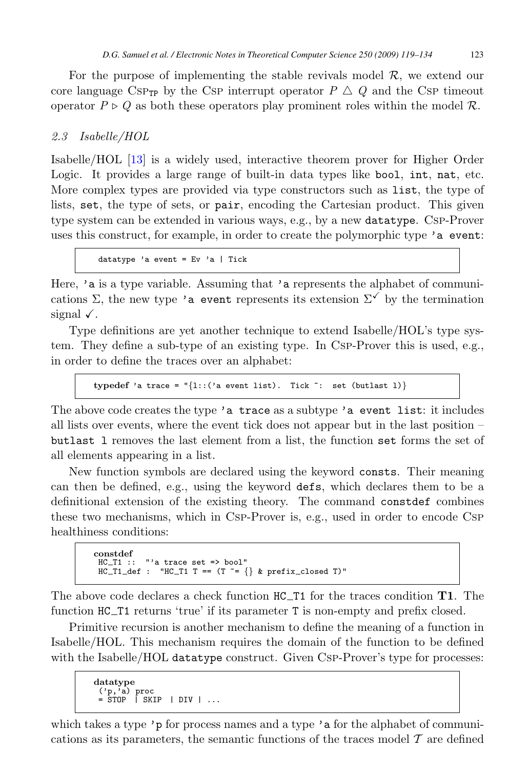For the purpose of implementing the stable revivals model $\mathcal{R}$, we extend our core language CSP$_{\text{TP}}$ by the CSP interrupt operator $P \triangle Q$ and the CSP timeout operator $P \triangleright Q$ as both these operators play prominent roles within the model $\mathcal{R}$.

### 2.3 Isabelle/HOL

Isabelle/HOL [13] is a widely used, interactive theorem prover for Higher Order Logic. It provides a large range of built-in data types like `bool`, `int`, `nat`, etc. More complex types are provided via type constructors such as `list`, the type of lists, `set`, the type of sets, or `pair`, encoding the Cartesian product. This given type system can be extended in various ways, e.g., by a new `datatype`. CSP-Prover uses this construct, for example, in order to create the polymorphic type `'a event`:

```
datatype 'a event = Ev 'a | Tick
```

Here, `'a` is a type variable. Assuming that `'a` represents the alphabet of communications $\Sigma$, the new type `'a event` represents its extension $\Sigma^{\checkmark}$ by the termination signal $\checkmark$.

Type definitions are yet another technique to extend Isabelle/HOL's type system. They define a sub-type of an existing type. In CSP-Prover this is used, e.g., in order to define the traces over an alphabet:

```
typedef 'a trace = "{l::('a event list).  Tick ~:  set (butlast l)}
```

The above code creates the type `'a trace` as a subtype `'a event list`: it includes all lists over events, where the event tick does not appear but in the last position – `butlast l` removes the last element from a list, the function `set` forms the set of all elements appearing in a list.

New function symbols are declared using the keyword `consts`. Their meaning can then be defined, e.g., using the keyword `defs`, which declares them to be a definitional extension of the existing theory. The command `constdef` combines these two mechanisms, which in CSP-Prover is, e.g., used in order to encode CSP healthiness conditions:

```
constdef
 HC_T1 ::  "'a trace set => bool"
 HC_T1_def :  "HC_T1 T == (T ~= {} & prefix_closed T)"
```

The above code declares a check function `HC_T1` for the traces condition **T1**. The function `HC_T1` returns 'true' if its parameter `T` is non-empty and prefix closed.

Primitive recursion is another mechanism to define the meaning of a function in Isabelle/HOL. This mechanism requires the domain of the function to be defined with the Isabelle/HOL `datatype` construct. Given CSP-Prover's type for processes:

```
datatype
 ('p,'a) proc
 = STOP  | SKIP  | DIV | ...
```

which takes a type `'p` for process names and a type `'a` for the alphabet of communications as its parameters, the semantic functions of the traces model $\mathcal{T}$ are defined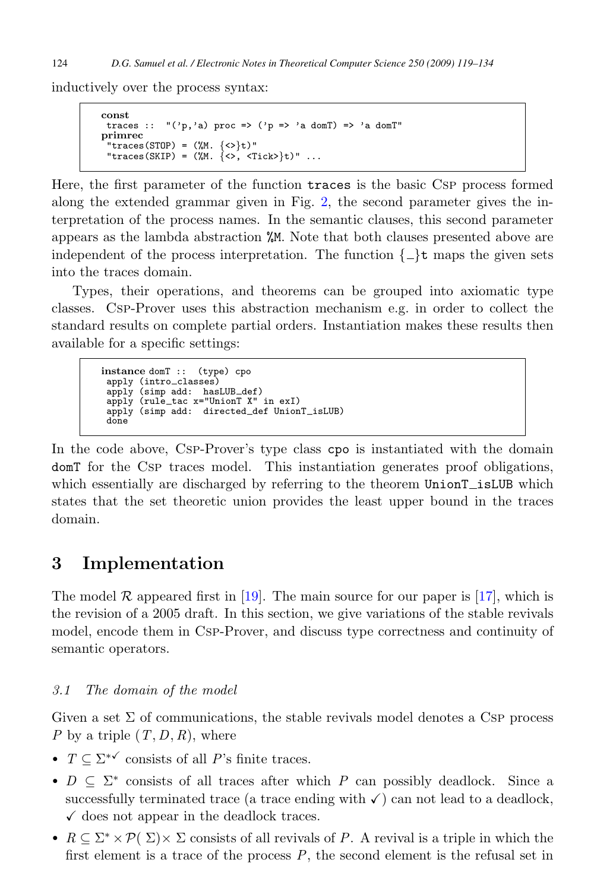inductively over the process syntax:

```
const
 traces ::  "('p,'a) proc => ('p => 'a domT) => 'a domT"
primrec
 "traces(STOP) = (%M. {<>}t)"
 "traces(SKIP) = (%M. {<>, <Tick>}t)" ...
```

Here, the first parameter of the function traces is the basic CSP process formed along the extended grammar given in Fig. 2, the second parameter gives the interpretation of the process names. In the semantic clauses, this second parameter appears as the lambda abstraction %M. Note that both clauses presented above are independent of the process interpretation. The function {_}t maps the given sets into the traces domain.

Types, their operations, and theorems can be grouped into axiomatic type classes. CSP-Prover uses this abstraction mechanism e.g. in order to collect the standard results on complete partial orders. Instantiation makes these results then available for a specific settings:

```
instance domT ::  (type) cpo
 apply (intro_classes)
 apply (simp add:  hasLUB_def)
 apply (rule_tac x="UnionT X" in exI)
 apply (simp add:  directed_def UnionT_isLUB)
 done
```

In the code above, CSP-Prover's type class cpo is instantiated with the domain domT for the CSP traces model. This instantiation generates proof obligations, which essentially are discharged by referring to the theorem UnionT_isLUB which states that the set theoretic union provides the least upper bound in the traces domain.

# 3 Implementation

The model $\mathcal{R}$ appeared first in [19]. The main source for our paper is [17], which is the revision of a 2005 draft. In this section, we give variations of the stable revivals model, encode them in CSP-Prover, and discuss type correctness and continuity of semantic operators.

### 3.1 The domain of the model

Given a set $\Sigma$ of communications, the stable revivals model denotes a CSP process $P$ by a triple $(T, D, R)$, where

- $T \subseteq \Sigma^{*\checkmark}$ consists of all $P$'s finite traces.
- $D \subseteq \Sigma^{*}$ consists of all traces after which $P$ can possibly deadlock. Since a successfully terminated trace (a trace ending with $\checkmark$) can not lead to a deadlock, $\checkmark$ does not appear in the deadlock traces.
- $R \subseteq \Sigma^{*} \times \mathcal{P}(\Sigma) \times \Sigma$ consists of all revivals of $P$. A revival is a triple in which the first element is a trace of the process $P$, the second element is the refusal set in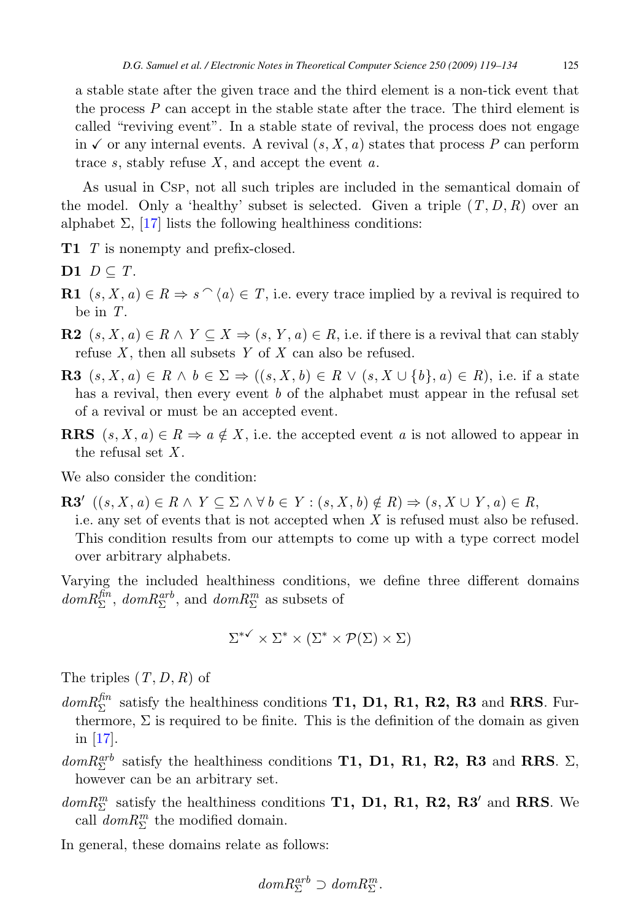a stable state after the given trace and the third element is a non-tick event that the process $P$ can accept in the stable state after the trace. The third element is called "reviving event". In a stable state of revival, the process does not engage in $\checkmark$ or any internal events. A revival $(s, X, a)$ states that process $P$ can perform trace $s$, stably refuse $X$, and accept the event $a$.

As usual in CSP, not all such triples are included in the semantical domain of the model. Only a 'healthy' subset is selected. Given a triple $(T, D, R)$ over an alphabet $\Sigma$, [17] lists the following healthiness conditions:

**T1** $T$ is nonempty and prefix-closed.

**D1** $D \subseteq T$.

**R1** $(s, X, a) \in R \Rightarrow s ^\frown \langle a \rangle \in T$, i.e. every trace implied by a revival is required to be in $T$.

**R2** $(s, X, a) \in R \wedge Y \subseteq X \Rightarrow (s, Y, a) \in R$, i.e. if there is a revival that can stably refuse $X$, then all subsets $Y$ of $X$ can also be refused.

**R3** $(s, X, a) \in R \wedge b \in \Sigma \Rightarrow ((s, X, b) \in R \vee (s, X \cup \{b\}, a) \in R)$, i.e. if a state has a revival, then every event $b$ of the alphabet must appear in the refusal set of a revival or must be an accepted event.

**RRS** $(s, X, a) \in R \Rightarrow a \notin X$, i.e. the accepted event $a$ is not allowed to appear in the refusal set $X$.

We also consider the condition:

**R3′** $((s, X, a) \in R \wedge Y \subseteq \Sigma \wedge \forall\, b \in Y : (s, X, b) \notin R) \Rightarrow (s, X \cup Y, a) \in R$, i.e. any set of events that is not accepted when $X$ is refused must also be refused. This condition results from our attempts to come up with a type correct model over arbitrary alphabets.

Varying the included healthiness conditions, we define three different domains $domR_\Sigma^{fin}$, $domR_\Sigma^{arb}$, and $domR_\Sigma^{m}$ as subsets of

$$\Sigma^{*\checkmark} \times \Sigma^{*} \times (\Sigma^{*} \times \mathcal{P}(\Sigma) \times \Sigma)$$

The triples $(T, D, R)$ of

$domR_\Sigma^{fin}$ satisfy the healthiness conditions **T1, D1, R1, R2, R3** and **RRS**. Furthermore, $\Sigma$ is required to be finite. This is the definition of the domain as given in [17].

$domR_\Sigma^{arb}$ satisfy the healthiness conditions **T1, D1, R1, R2, R3** and **RRS**. $\Sigma$, however can be an arbitrary set.

$domR_\Sigma^{m}$ satisfy the healthiness conditions **T1, D1, R1, R2, R3′** and **RRS**. We call $domR_\Sigma^{m}$ the modified domain.

In general, these domains relate as follows:

$$domR_\Sigma^{arb} \supset domR_\Sigma^{m}.$$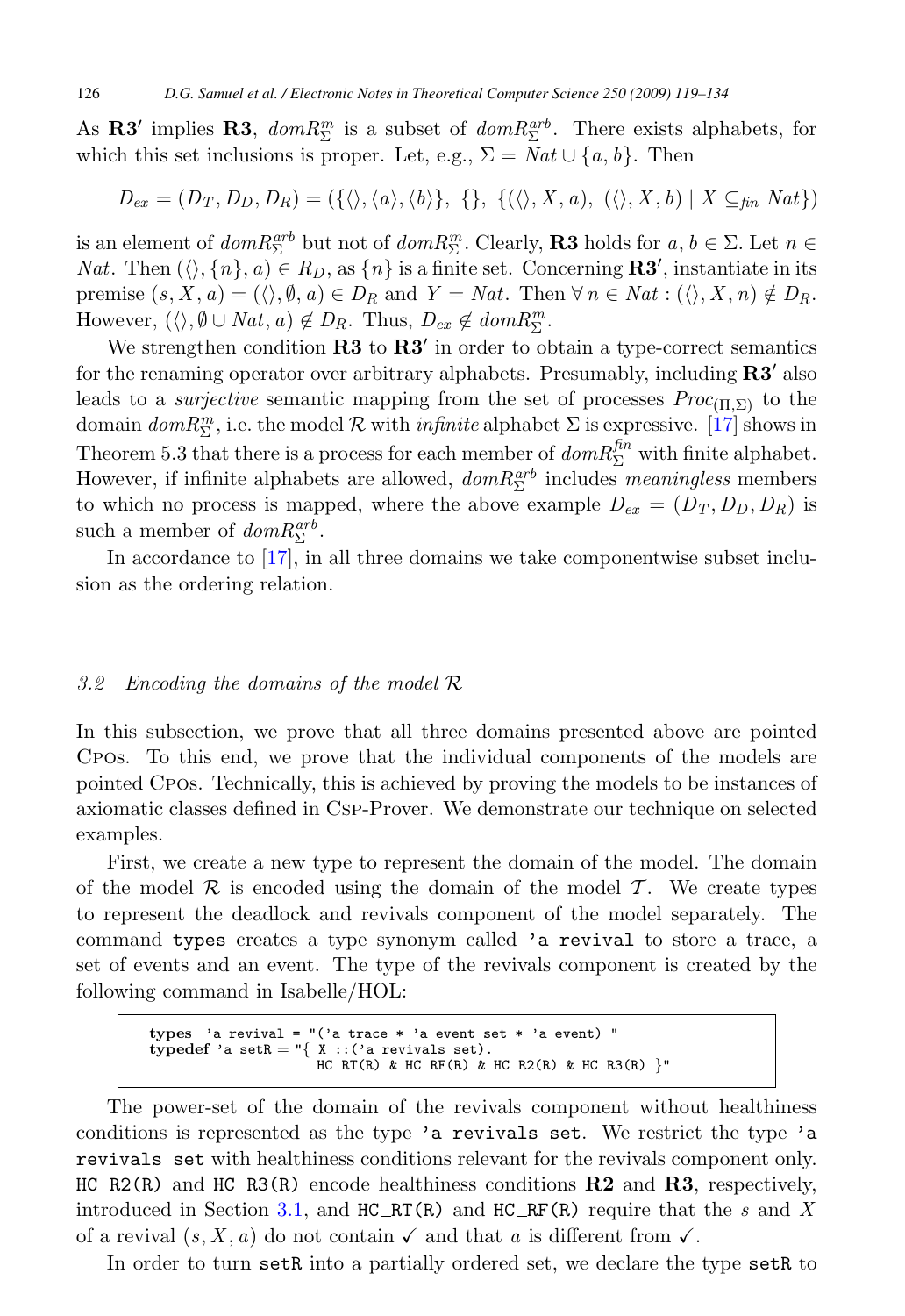As $\mathbf{R3'}$ implies $\mathbf{R3}$, $domR^{m}_{\Sigma}$ is a subset of $domR^{arb}_{\Sigma}$. There exists alphabets, for which this set inclusions is proper. Let, e.g., $\Sigma = Nat \cup \{a, b\}$. Then

$$D_{ex} = (D_T, D_D, D_R) = (\{\langle\rangle, \langle a\rangle, \langle b\rangle\},\ \{\},\ \{(\langle\rangle, X, a),\ (\langle\rangle, X, b) \mid X \subseteq_{fin} Nat\})$$

is an element of $domR^{arb}_{\Sigma}$ but not of $domR^{m}_{\Sigma}$. Clearly, $\mathbf{R3}$ holds for $a, b \in \Sigma$. Let $n \in Nat$. Then $(\langle\rangle, \{n\}, a) \in R_D$, as $\{n\}$ is a finite set. Concerning $\mathbf{R3'}$, instantiate in its premise $(s, X, a) = (\langle\rangle, \emptyset, a) \in D_R$ and $Y = Nat$. Then $\forall\, n \in Nat : (\langle\rangle, X, n) \notin D_R$. However, $(\langle\rangle, \emptyset \cup Nat, a) \notin D_R$. Thus, $D_{ex} \notin domR^{m}_{\Sigma}$.

We strengthen condition $\mathbf{R3}$ to $\mathbf{R3'}$ in order to obtain a type-correct semantics for the renaming operator over arbitrary alphabets. Presumably, including $\mathbf{R3'}$ also leads to a *surjective* semantic mapping from the set of processes $Proc_{(\Pi,\Sigma)}$ to the domain $domR^{m}_{\Sigma}$, i.e. the model $\mathcal{R}$ with *infinite* alphabet $\Sigma$ is expressive. [17] shows in Theorem 5.3 that there is a process for each member of $domR^{fin}_{\Sigma}$ with finite alphabet. However, if infinite alphabets are allowed, $domR^{arb}_{\Sigma}$ includes *meaningless* members to which no process is mapped, where the above example $D_{ex} = (D_T, D_D, D_R)$ is such a member of $domR^{arb}_{\Sigma}$.

In accordance to [17], in all three domains we take componentwise subset inclusion as the ordering relation.

### 3.2 Encoding the domains of the model $\mathcal{R}$

In this subsection, we prove that all three domains presented above are pointed Cpos. To this end, we prove that the individual components of the models are pointed Cpos. Technically, this is achieved by proving the models to be instances of axiomatic classes defined in Csp-Prover. We demonstrate our technique on selected examples.

First, we create a new type to represent the domain of the model. The domain of the model $\mathcal{R}$ is encoded using the domain of the model $\mathcal{T}$. We create types to represent the deadlock and revivals component of the model separately. The command `types` creates a type synonym called `'a revival` to store a trace, a set of events and an event. The type of the revivals component is created by the following command in Isabelle/HOL:

```
types  'a revival = "('a trace * 'a event set * 'a event) "
typedef 'a setR = "{ X ::('a revivals set).
                     HC_RT(R) & HC_RF(R) & HC_R2(R) & HC_R3(R) }"
```

The power-set of the domain of the revivals component without healthiness conditions is represented as the type `'a revivals set`. We restrict the type `'a revivals set` with healthiness conditions relevant for the revivals component only. `HC_R2(R)` and `HC_R3(R)` encode healthiness conditions $\mathbf{R2}$ and $\mathbf{R3}$, respectively, introduced in Section 3.1, and `HC_RT(R)` and `HC_RF(R)` require that the $s$ and $X$ of a revival $(s, X, a)$ do not contain $\checkmark$ and that $a$ is different from $\checkmark$.

In order to turn `setR` into a partially ordered set, we declare the type `setR` to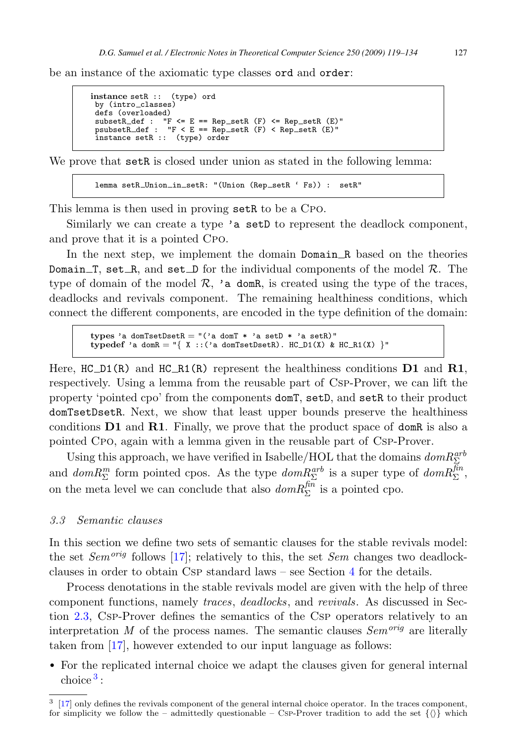be an instance of the axiomatic type classes ord and order:

```
instance setR ::  (type) ord
 by (intro_classes)
 defs (overloaded)
 subsetR_def :  "F <= E == Rep_setR (F) <= Rep_setR (E)"
 psubsetR_def :  "F < E == Rep_setR (F) < Rep_setR (E)"
 instance setR ::  (type) order
```

We prove that setR is closed under union as stated in the following lemma:

```
lemma setR_Union_in_setR: "(Union (Rep_setR ‘ Fs)) :  setR"
```

This lemma is then used in proving setR to be a Cpo.

Similarly we can create a type 'a setD to represent the deadlock component, and prove that it is a pointed Cpo.

In the next step, we implement the domain Domain_R based on the theories Domain_T, set_R, and set_D for the individual components of the model $\mathcal{R}$. The type of domain of the model $\mathcal{R}$, 'a domR, is created using the type of the traces, deadlocks and revivals component. The remaining healthiness conditions, which connect the different components, are encoded in the type definition of the domain:

```
types 'a domTsetDsetR = "('a domT * 'a setD * 'a setR)"
typedef 'a domR = "{ X ::('a domTsetDsetR). HC_D1(X) & HC_R1(X) }"
```

Here, HC_D1(R) and HC_R1(R) represent the healthiness conditions **D1** and **R1**, respectively. Using a lemma from the reusable part of Csp-Prover, we can lift the property 'pointed cpo' from the components domT, setD, and setR to their product domTsetDsetR. Next, we show that least upper bounds preserve the healthiness conditions **D1** and **R1**. Finally, we prove that the product space of domR is also a pointed Cpo, again with a lemma given in the reusable part of Csp-Prover.

Using this approach, we have verified in Isabelle/HOL that the domains $domR_{\Sigma}^{arb}$ and $domR_{\Sigma}^{m}$ form pointed cpos. As the type $domR_{\Sigma}^{arb}$ is a super type of $domR_{\Sigma}^{fin}$, on the meta level we can conclude that also $domR_{\Sigma}^{fin}$ is a pointed cpo.

### 3.3 Semantic clauses

In this section we define two sets of semantic clauses for the stable revivals model: the set $Sem^{orig}$ follows [17]; relatively to this, the set $Sem$ changes two deadlock-clauses in order to obtain Csp standard laws – see Section 4 for the details.

Process denotations in the stable revivals model are given with the help of three component functions, namely *traces*, *deadlocks*, and *revivals*. As discussed in Section 2.3, Csp-Prover defines the semantics of the Csp operators relatively to an interpretation $M$ of the process names. The semantic clauses $Sem^{orig}$ are literally taken from [17], however extended to our input language as follows:

- For the replicated internal choice we adapt the clauses given for general internal choice [3]:

[3] [17] only defines the revivals component of the general internal choice operator. In the traces component, for simplicity we follow the – admittedly questionable – Csp-Prover tradition to add the set $\{\langle\rangle\}$ which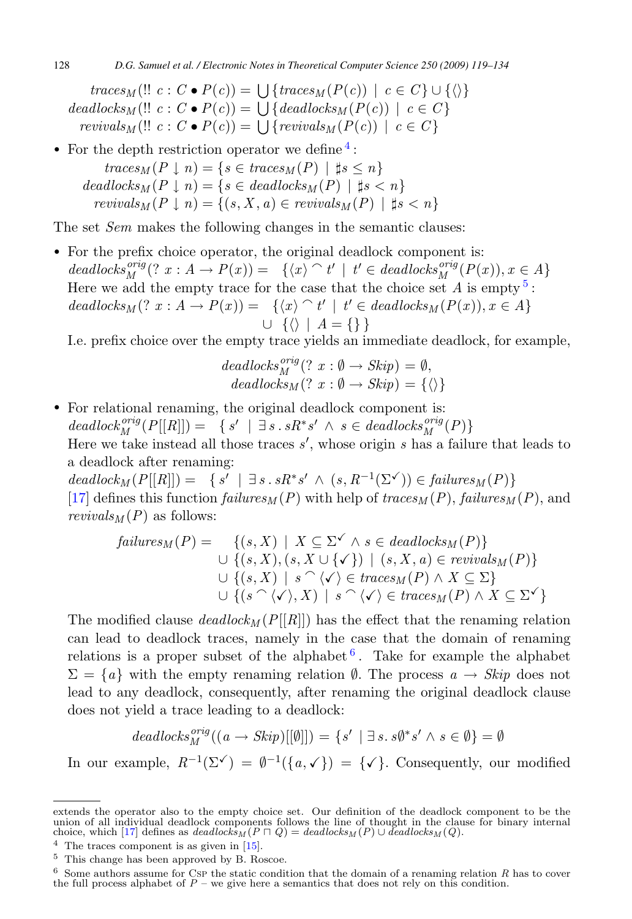$$traces_M(!!\ c : C \bullet P(c)) = \bigcup \{traces_M(P(c)) \mid c \in C\} \cup \{\langle\rangle\}$$
$$deadlocks_M(!!\ c : C \bullet P(c)) = \bigcup \{deadlocks_M(P(c)) \mid c \in C\}$$
$$revivals_M(!!\ c : C \bullet P(c)) = \bigcup \{revivals_M(P(c)) \mid c \in C\}$$

- For the depth restriction operator we define [4]:

$$traces_M(P \downarrow n) = \{s \in traces_M(P) \mid \sharp s \leq n\}$$
$$deadlocks_M(P \downarrow n) = \{s \in deadlocks_M(P) \mid \sharp s < n\}$$
$$revivals_M(P \downarrow n) = \{(s, X, a) \in revivals_M(P) \mid \sharp s < n\}$$

The set *Sem* makes the following changes in the semantic clauses:

- For the prefix choice operator, the original deadlock component is:
$deadlocks_M^{orig}(?\ x : A \to P(x)) = \{\langle x \rangle ^\frown t' \mid t' \in deadlocks_M^{orig}(P(x)), x \in A\}$
Here we add the empty trace for the case that the choice set $A$ is empty [5]:
$deadlocks_M(?\ x : A \to P(x)) = \{\langle x \rangle ^\frown t' \mid t' \in deadlocks_M(P(x)), x \in A\} \cup \{\langle\rangle \mid A = \{\}\}$
I.e. prefix choice over the empty trace yields an immediate deadlock, for example,

$$deadlocks_M^{orig}(?\ x : \emptyset \to Skip) = \emptyset,$$
$$deadlocks_M(?\ x : \emptyset \to Skip) = \{\langle\rangle\}$$

- For relational renaming, the original deadlock component is:
$deadlock_M^{orig}(P[[R]]) = \{ s' \mid \exists\, s\,.\, sR^*s' \wedge s \in deadlocks_M^{orig}(P)\}$
Here we take instead all those traces $s'$, whose origin $s$ has a failure that leads to a deadlock after renaming:
$deadlock_M(P[[R]]) = \{ s' \mid \exists\, s\,.\, sR^*s' \wedge (s, R^{-1}(\Sigma^{\checkmark})) \in failures_M(P)\}$
[17] defines this function $failures_M(P)$ with help of $traces_M(P)$, $failures_M(P)$, and $revivals_M(P)$ as follows:

$$\begin{aligned} failures_M(P) = \; & \{(s, X) \mid X \subseteq \Sigma^{\checkmark} \wedge s \in deadlocks_M(P)\} \\ \cup \; & \{(s, X), (s, X \cup \{\checkmark\}) \mid (s, X, a) \in revivals_M(P)\} \\ \cup \; & \{(s, X) \mid s ^\frown \langle \checkmark \rangle \in traces_M(P) \wedge X \subseteq \Sigma\} \\ \cup \; & \{(s ^\frown \langle \checkmark \rangle, X) \mid s ^\frown \langle \checkmark \rangle \in traces_M(P) \wedge X \subseteq \Sigma^{\checkmark}\} \end{aligned}$$

The modified clause $deadlock_M(P[[R]])$ has the effect that the renaming relation can lead to deadlock traces, namely in the case that the domain of renaming relations is a proper subset of the alphabet [6]. Take for example the alphabet $\Sigma = \{a\}$ with the empty renaming relation $\emptyset$. The process $a \to Skip$ does not lead to any deadlock, consequently, after renaming the original deadlock clause does not yield a trace leading to a deadlock:

$$deadlocks_M^{orig}((a \to Skip)[[\emptyset]]) = \{s' \mid \exists\, s.\, s\emptyset^* s' \wedge s \in \emptyset\} = \emptyset$$

In our example, $R^{-1}(\Sigma^{\checkmark}) = \emptyset^{-1}(\{a, \checkmark\}) = \{\checkmark\}$. Consequently, our modified

---

extends the operator also to the empty choice set. Our definition of the deadlock component to be the union of all individual deadlock components follows the line of thought in the clause for binary internal choice, which [17] defines as $deadlocks_M(P \sqcap Q) = deadlocks_M(P) \cup deadlocks_M(Q)$.

[4] The traces component is as given in [15].

[5] This change has been approved by B. Roscoe.

[6] Some authors assume for CSP the static condition that the domain of a renaming relation $R$ has to cover the full process alphabet of $P$ – we give here a semantics that does not rely on this condition.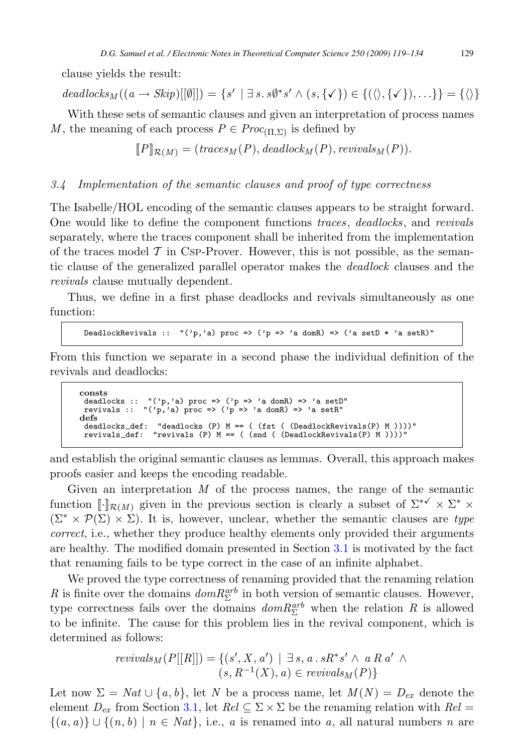clause yields the result:

$$deadlocks_M((a \to Skip)[[\emptyset]]) = \{s' \mid \exists\, s.\, s\emptyset^* s' \wedge (s, \{\checkmark\}) \in \{(\langle\rangle, \{\checkmark\}), \ldots\}\} = \{\langle\rangle\}$$

With these sets of semantic clauses and given an interpretation of process names $M$, the meaning of each process $P \in Proc_{(\Pi,\Sigma)}$ is defined by

$$[\![P]\!]_{\mathcal{R}(M)} = (traces_M(P), deadlock_M(P), revivals_M(P)).$$

### 3.4 Implementation of the semantic clauses and proof of type correctness

The Isabelle/HOL encoding of the semantic clauses appears to be straight forward. One would like to define the component functions *traces*, *deadlocks*, and *revivals* separately, where the traces component shall be inherited from the implementation of the traces model $\mathcal{T}$ in Csp-Prover. However, this is not possible, as the semantic clause of the generalized parallel operator makes the *deadlock* clauses and the *revivals* clause mutually dependent.

Thus, we define in a first phase deadlocks and revivals simultaneously as one function:

```
DeadlockRevivals ::  "('p,'a) proc => ('p => 'a domR) => ('a setD * 'a setR)"
```

From this function we separate in a second phase the individual definition of the revivals and deadlocks:

```
consts
 deadlocks ::  "('p,'a) proc => ('p => 'a domR) => 'a setD"
 revivals ::  "('p,'a) proc => ('p => 'a domR) => 'a setR"
defs
 deadlocks_def:  "deadlocks (P) M == ( (fst ( (DeadlockRevivals(P) M ))))"
 revivals_def:  "revivals (P) M == ( (snd ( (DeadlockRevivals(P) M ))))"
```

and establish the original semantic clauses as lemmas. Overall, this approach makes proofs easier and keeps the encoding readable.

Given an interpretation $M$ of the process names, the range of the semantic function $[\![\cdot]\!]_{\mathcal{R}(M)}$ given in the previous section is clearly a subset of $\Sigma^{*\checkmark} \times \Sigma^* \times (\Sigma^* \times \mathcal{P}(\Sigma) \times \Sigma)$. It is, however, unclear, whether the semantic clauses are *type correct*, i.e., whether they produce healthy elements only provided their arguments are healthy. The modified domain presented in Section 3.1 is motivated by the fact that renaming fails to be type correct in the case of an infinite alphabet.

We proved the type correctness of renaming provided that the renaming relation $R$ is finite over the domains $domR_\Sigma^{arb}$ in both version of semantic clauses. However, type correctness fails over the domains $domR_\Sigma^{arb}$ when the relation $R$ is allowed to be infinite. The cause for this problem lies in the revival component, which is determined as follows:

$$revivals_M(P[[R]]) = \{(s', X, a') \mid \exists\, s, a\, .\, sR^* s' \wedge\ a\, R\, a' \ \wedge \\ (s, R^{-1}(X), a) \in revivals_M(P)\}$$

Let $\Sigma = Nat \cup \{a, b\}$, let $N$ be a process name, let $M(N) = D_{ex}$ denote the element $D_{ex}$ from Section 3.1, let $Rel \subseteq \Sigma \times \Sigma$ be the renaming relation with $Rel = \{(a, a)\} \cup \{(n, b) \mid n \in Nat\}$, i.e., $a$ is renamed into $a$, all natural numbers $n$ are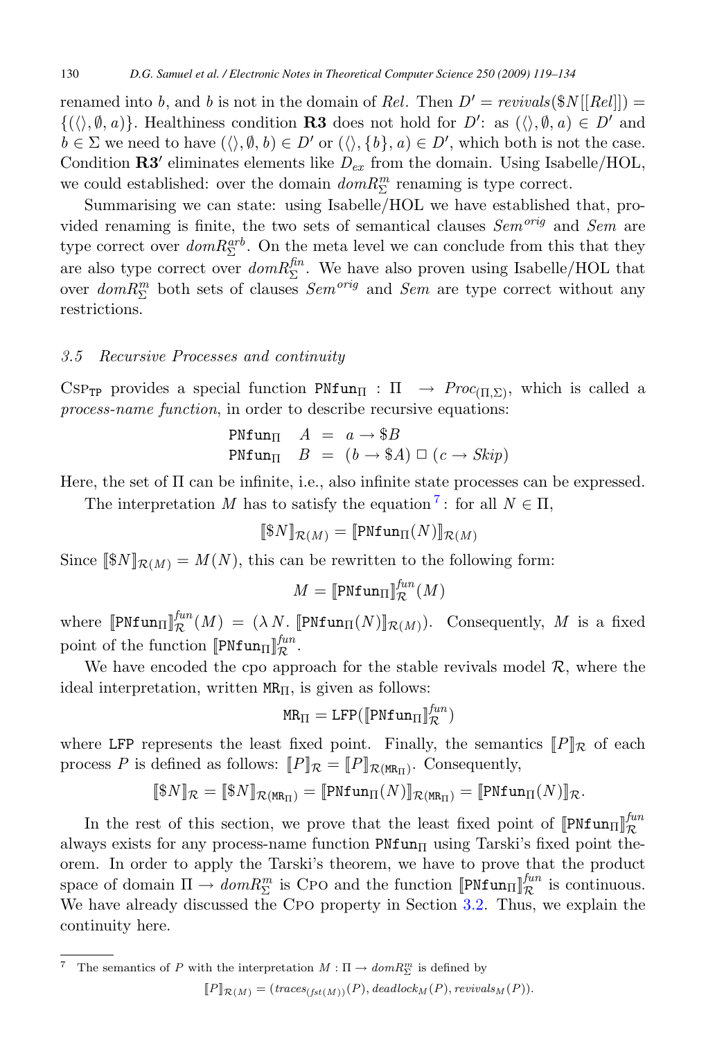renamed into $b$, and $b$ is not in the domain of $Rel$. Then $D' = revivals(\$N[[Rel]]) = \{(\langle\rangle, \emptyset, a)\}$. Healthiness condition **R3** does not hold for $D'$: as $(\langle\rangle, \emptyset, a) \in D'$ and $b \in \Sigma$ we need to have $(\langle\rangle, \emptyset, b) \in D'$ or $(\langle\rangle, \{b\}, a) \in D'$, which both is not the case. Condition **R3′** eliminates elements like $D_{ex}$ from the domain. Using Isabelle/HOL, we could established: over the domain $domR^m_\Sigma$ renaming is type correct.

Summarising we can state: using Isabelle/HOL we have established that, provided renaming is finite, the two sets of semantical clauses $Sem^{orig}$ and $Sem$ are type correct over $domR^{arb}_\Sigma$. On the meta level we can conclude from this that they are also type correct over $domR^{fin}_\Sigma$. We have also proven using Isabelle/HOL that over $domR^m_\Sigma$ both sets of clauses $Sem^{orig}$ and $Sem$ are type correct without any restrictions.

### 3.5 Recursive Processes and continuity

$\text{Csp}_{\texttt{TP}}$ provides a special function $\texttt{PNfun}_\Pi : \Pi \rightarrow Proc_{(\Pi,\Sigma)}$, which is called a *process-name function*, in order to describe recursive equations:

$$\begin{aligned}\texttt{PNfun}_\Pi \quad A &= a \rightarrow \$B \\ \texttt{PNfun}_\Pi \quad B &= (b \rightarrow \$A) \,\Box\, (c \rightarrow Skip)\end{aligned}$$

Here, the set of $\Pi$ can be infinite, i.e., also infinite state processes can be expressed.

The interpretation $M$ has to satisfy the equation [7]: for all $N \in \Pi$,

$$[\![\$N]\!]_{\mathcal{R}(M)} = [\![\texttt{PNfun}_\Pi(N)]\!]_{\mathcal{R}(M)}$$

Since $[\![\$N]\!]_{\mathcal{R}(M)} = M(N)$, this can be rewritten to the following form:

$$M = [\![\texttt{PNfun}_\Pi]\!]^{fun}_{\mathcal{R}}(M)$$

where $[\![\texttt{PNfun}_\Pi]\!]^{fun}_{\mathcal{R}}(M) = (\lambda\, N.\ [\![\texttt{PNfun}_\Pi(N)]\!]_{\mathcal{R}(M)})$. Consequently, $M$ is a fixed point of the function $[\![\texttt{PNfun}_\Pi]\!]^{fun}_{\mathcal{R}}$.

We have encoded the cpo approach for the stable revivals model $\mathcal{R}$, where the ideal interpretation, written $\texttt{MR}_\Pi$, is given as follows:

$$\texttt{MR}_\Pi = \texttt{LFP}([\![\texttt{PNfun}_\Pi]\!]^{fun}_{\mathcal{R}})$$

where LFP represents the least fixed point. Finally, the semantics $[\![P]\!]_{\mathcal{R}}$ of each process $P$ is defined as follows: $[\![P]\!]_{\mathcal{R}} = [\![P]\!]_{\mathcal{R}(\texttt{MR}_\Pi)}$. Consequently,

$$[\![\$N]\!]_{\mathcal{R}} = [\![\$N]\!]_{\mathcal{R}(\texttt{MR}_\Pi)} = [\![\texttt{PNfun}_\Pi(N)]\!]_{\mathcal{R}(\texttt{MR}_\Pi)} = [\![\texttt{PNfun}_\Pi(N)]\!]_{\mathcal{R}}.$$

In the rest of this section, we prove that the least fixed point of $[\![\texttt{PNfun}_\Pi]\!]^{fun}_{\mathcal{R}}$ always exists for any process-name function $\texttt{PNfun}_\Pi$ using Tarski's fixed point theorem. In order to apply the Tarski's theorem, we have to prove that the product space of domain $\Pi \rightarrow domR^m_\Sigma$ is Cpo and the function $[\![\texttt{PNfun}_\Pi]\!]^{fun}_{\mathcal{R}}$ is continuous. We have already discussed the Cpo property in Section 3.2. Thus, we explain the continuity here.

---

[7] The semantics of $P$ with the interpretation $M : \Pi \rightarrow domR^m_\Sigma$ is defined by

$$[\![P]\!]_{\mathcal{R}(M)} = (traces_{(fst(M))}(P), deadlock_M(P), revivals_M(P)).$$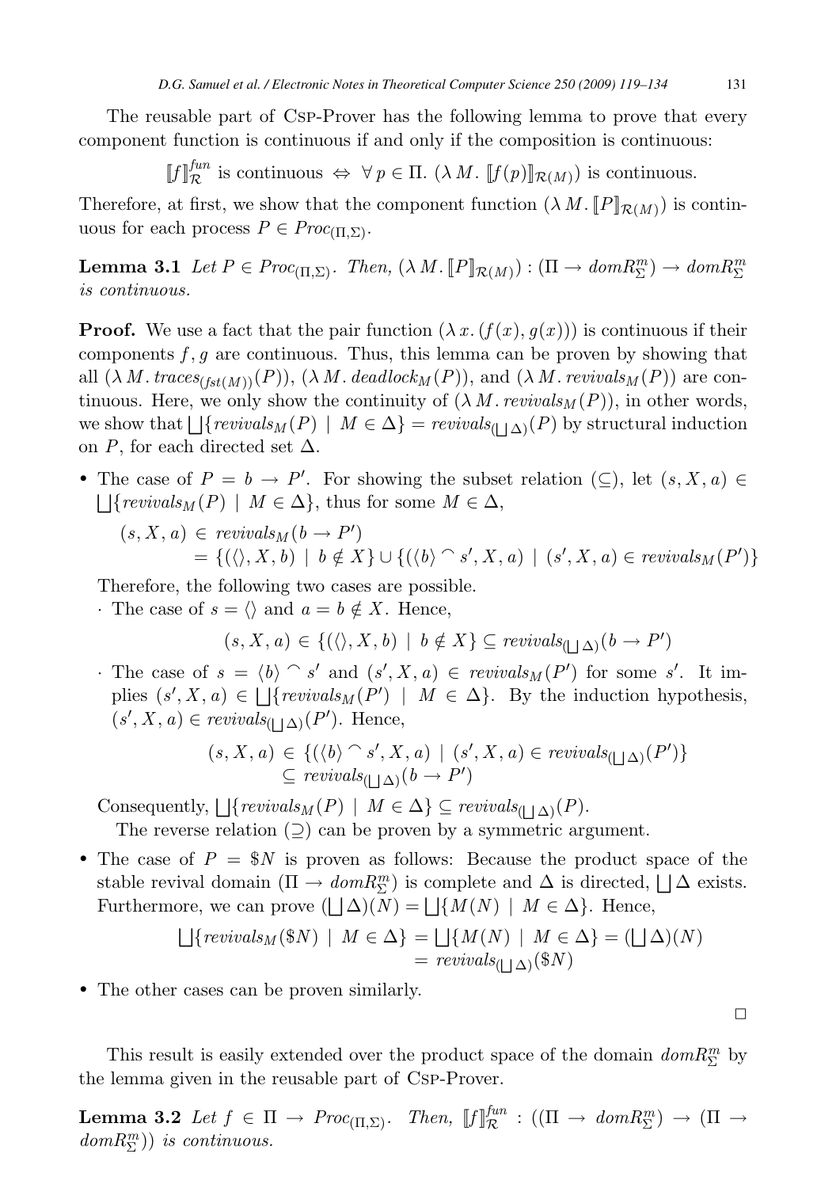The reusable part of Csp-Prover has the following lemma to prove that every component function is continuous if and only if the composition is continuous:

$$[\![f]\!]^{fun}_{\mathcal{R}} \text{ is continuous } \Leftrightarrow \ \forall\, p \in \Pi.\ (\lambda\, M.\ [\![f(p)]\!]_{\mathcal{R}(M)}) \text{ is continuous.}$$

Therefore, at first, we show that the component function $(\lambda\, M.\, [\![P]\!]_{\mathcal{R}(M)})$ is continuous for each process $P \in Proc_{(\Pi,\Sigma)}$.

**Lemma 3.1** *Let $P \in Proc_{(\Pi,\Sigma)}$. Then, $(\lambda\, M.\, [\![P]\!]_{\mathcal{R}(M)}) : (\Pi \to domR^m_\Sigma) \to domR^m_\Sigma$ is continuous.*

**Proof.** We use a fact that the pair function $(\lambda\, x.\, (f(x), g(x)))$ is continuous if their components $f, g$ are continuous. Thus, this lemma can be proven by showing that all $(\lambda\, M.\, traces_{(fst(M))}(P))$, $(\lambda\, M.\, deadlock_M(P))$, and $(\lambda\, M.\, revivals_M(P))$ are continuous. Here, we only show the continuity of $(\lambda\, M.\, revivals_M(P))$, in other words, we show that $\bigsqcup\{revivals_M(P) \mid M \in \Delta\} = revivals_{(\bigsqcup \Delta)}(P)$ by structural induction on $P$, for each directed set $\Delta$.

- The case of $P = b \to P'$. For showing the subset relation $(\subseteq)$, let $(s, X, a) \in \bigsqcup\{revivals_M(P) \mid M \in \Delta\}$, thus for some $M \in \Delta$,

  $$\begin{aligned}(s, X, a) &\in revivals_M(b \to P')\\ &= \{(\langle\rangle, X, b) \mid b \notin X\} \cup \{(\langle b\rangle \frown s', X, a) \mid (s', X, a) \in revivals_M(P')\}\end{aligned}$$

  Therefore, the following two cases are possible.

  · The case of $s = \langle\rangle$ and $a = b \notin X$. Hence,

  $$(s, X, a) \in \{(\langle\rangle, X, b) \mid b \notin X\} \subseteq revivals_{(\bigsqcup \Delta)}(b \to P')$$

  · The case of $s = \langle b\rangle \frown s'$ and $(s', X, a) \in revivals_M(P')$ for some $s'$. It implies $(s', X, a) \in \bigsqcup\{revivals_M(P') \mid M \in \Delta\}$. By the induction hypothesis, $(s', X, a) \in revivals_{(\bigsqcup \Delta)}(P')$. Hence,

  $$\begin{aligned}(s, X, a) &\in \{(\langle b\rangle \frown s', X, a) \mid (s', X, a) \in revivals_{(\bigsqcup \Delta)}(P')\}\\ &\subseteq revivals_{(\bigsqcup \Delta)}(b \to P')\end{aligned}$$

  Consequently, $\bigsqcup\{revivals_M(P) \mid M \in \Delta\} \subseteq revivals_{(\bigsqcup \Delta)}(P)$.

  The reverse relation $(\supseteq)$ can be proven by a symmetric argument.

- The case of $P = \$N$ is proven as follows: Because the product space of the stable revival domain $(\Pi \to domR^m_\Sigma)$ is complete and $\Delta$ is directed, $\bigsqcup \Delta$ exists. Furthermore, we can prove $(\bigsqcup \Delta)(N) = \bigsqcup\{M(N) \mid M \in \Delta\}$. Hence,

  $$\begin{aligned}\bigsqcup\{revivals_M(\$N) \mid M \in \Delta\} &= \bigsqcup\{M(N) \mid M \in \Delta\} = (\bigsqcup \Delta)(N)\\ &= revivals_{(\bigsqcup \Delta)}(\$N)\end{aligned}$$

- The other cases can be proven similarly.

□

This result is easily extended over the product space of the domain $domR^m_\Sigma$ by the lemma given in the reusable part of Csp-Prover.

**Lemma 3.2** *Let $f \in \Pi \to Proc_{(\Pi,\Sigma)}$. Then, $[\![f]\!]^{fun}_{\mathcal{R}} : ((\Pi \to domR^m_\Sigma) \to (\Pi \to domR^m_\Sigma))$ is continuous.*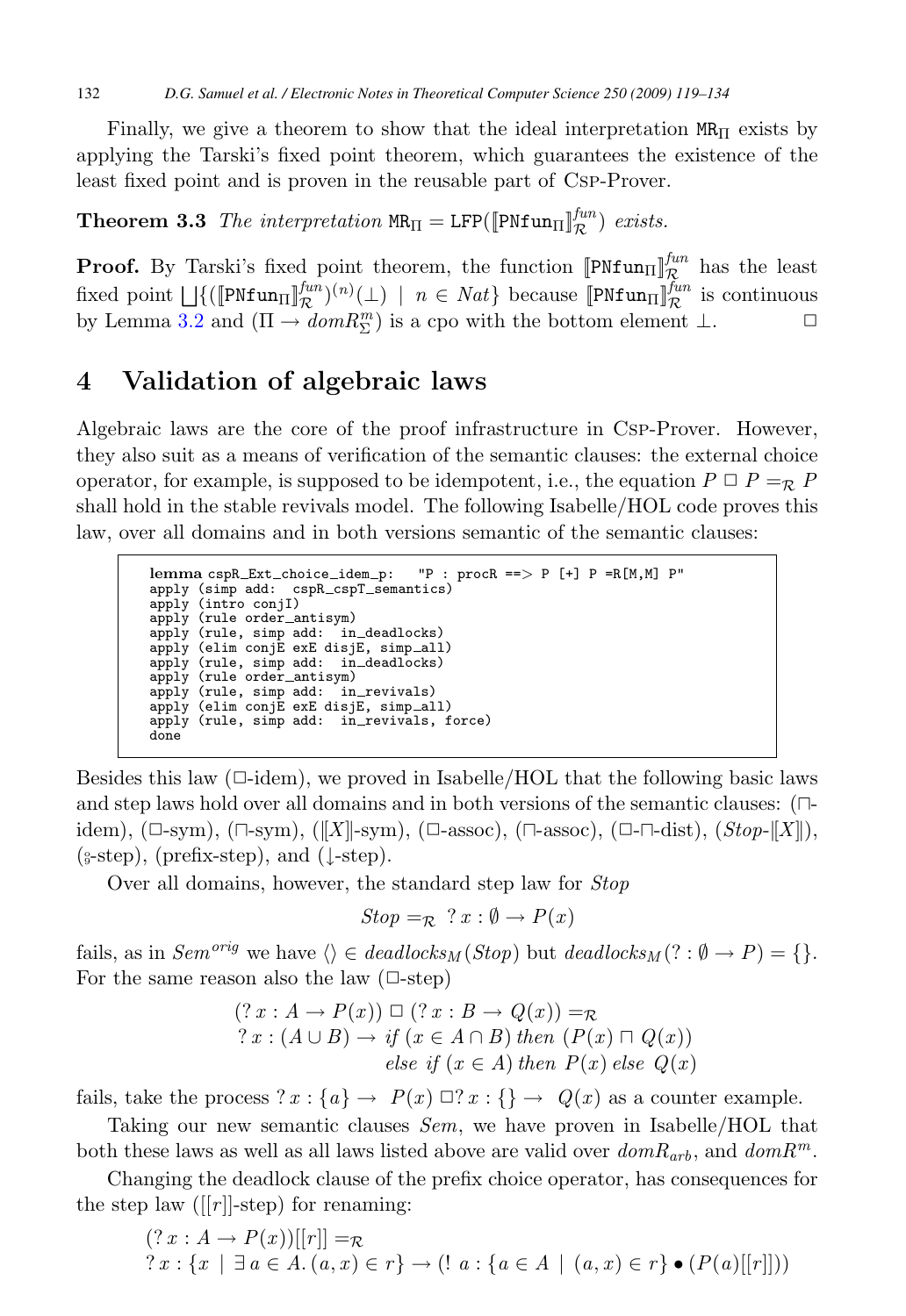Finally, we give a theorem to show that the ideal interpretation $\mathtt{MR}_\Pi$ exists by applying the Tarski's fixed point theorem, which guarantees the existence of the least fixed point and is proven in the reusable part of CSP-Prover.

**Theorem 3.3** *The interpretation* $\mathtt{MR}_\Pi = \mathtt{LFP}([\![\mathtt{PNfun}_\Pi]\!]^{fun}_{\mathcal{R}})$ *exists.*

**Proof.** By Tarski's fixed point theorem, the function $[\![\mathtt{PNfun}_\Pi]\!]^{fun}_{\mathcal{R}}$ has the least fixed point $\bigsqcup\{([\![\mathtt{PNfun}_\Pi]\!]^{fun}_{\mathcal{R}})^{(n)}(\bot) \mid n \in Nat\}$ because $[\![\mathtt{PNfun}_\Pi]\!]^{fun}_{\mathcal{R}}$ is continuous by Lemma 3.2 and $(\Pi \to domR^m_\Sigma)$ is a cpo with the bottom element $\bot$. □

## 4 Validation of algebraic laws

Algebraic laws are the core of the proof infrastructure in CSP-Prover. However, they also suit as a means of verification of the semantic clauses: the external choice operator, for example, is supposed to be idempotent, i.e., the equation $P \,\Box\, P =_{\mathcal{R}} P$ shall hold in the stable revivals model. The following Isabelle/HOL code proves this law, over all domains and in both versions semantic of the semantic clauses:

```
lemma cspR_Ext_choice_idem_p:   "P : procR ==> P [+] P =R[M,M] P"
apply (simp add:  cspR_cspT_semantics)
apply (intro conjI)
apply (rule order_antisym)
apply (rule, simp add:  in_deadlocks)
apply (elim conjE exE disjE, simp_all)
apply (rule, simp add:  in_deadlocks)
apply (rule order_antisym)
apply (rule, simp add:  in_revivals)
apply (elim conjE exE disjE, simp_all)
apply (rule, simp add:  in_revivals, force)
done
```

Besides this law ($\Box$-idem), we proved in Isabelle/HOL that the following basic laws and step laws hold over all domains and in both versions of the semantic clauses: ($\sqcap$-idem), ($\Box$-sym), ($\sqcap$-sym), ($[\![X]\!]$-sym), ($\Box$-assoc), ($\sqcap$-assoc), ($\Box$-$\sqcap$-dist), ($Stop$-$[\![X]\!]$), ($;$-step), (prefix-step), and ($\downarrow$-step).

Over all domains, however, the standard step law for $Stop$

$$Stop =_{\mathcal{R}} \; ?\,x : \emptyset \to P(x)$$

fails, as in $Sem^{orig}$ we have $\langle\rangle \in deadlocks_M(Stop)$ but $deadlocks_M(? : \emptyset \to P) = \{\}$. For the same reason also the law ($\Box$-step)

$$\begin{aligned}(?\,x : A \to P(x)) \,\Box\, (?\,x : B \to Q(x)) &=_{\mathcal{R}} \\ ?\,x : (A \cup B) \to \mathit{if}\ (x \in A \cap B)\ \mathit{then}\ &(P(x) \sqcap Q(x)) \\ \mathit{else}\ \mathit{if}\ (x \in A)\ &\mathit{then}\ P(x)\ \mathit{else}\ Q(x)\end{aligned}$$

fails, take the process $?\,x : \{a\} \to \; P(x) \,\Box ?\,x : \{\} \to \; Q(x)$ as a counter example.

Taking our new semantic clauses $Sem$, we have proven in Isabelle/HOL that both these laws as well as all laws listed above are valid over $domR_{arb}$, and $domR^m$.

Changing the deadlock clause of the prefix choice operator, has consequences for the step law ($[[r]]$-step) for renaming:

$$\begin{aligned}&(?\,x : A \to P(x))[[r]] =_{\mathcal{R}} \\ &?\,x : \{x \mid \exists\, a \in A.\, (a, x) \in r\} \to (!\; a : \{a \in A \mid (a, x) \in r\} \bullet (P(a)[[r]]))\end{aligned}$$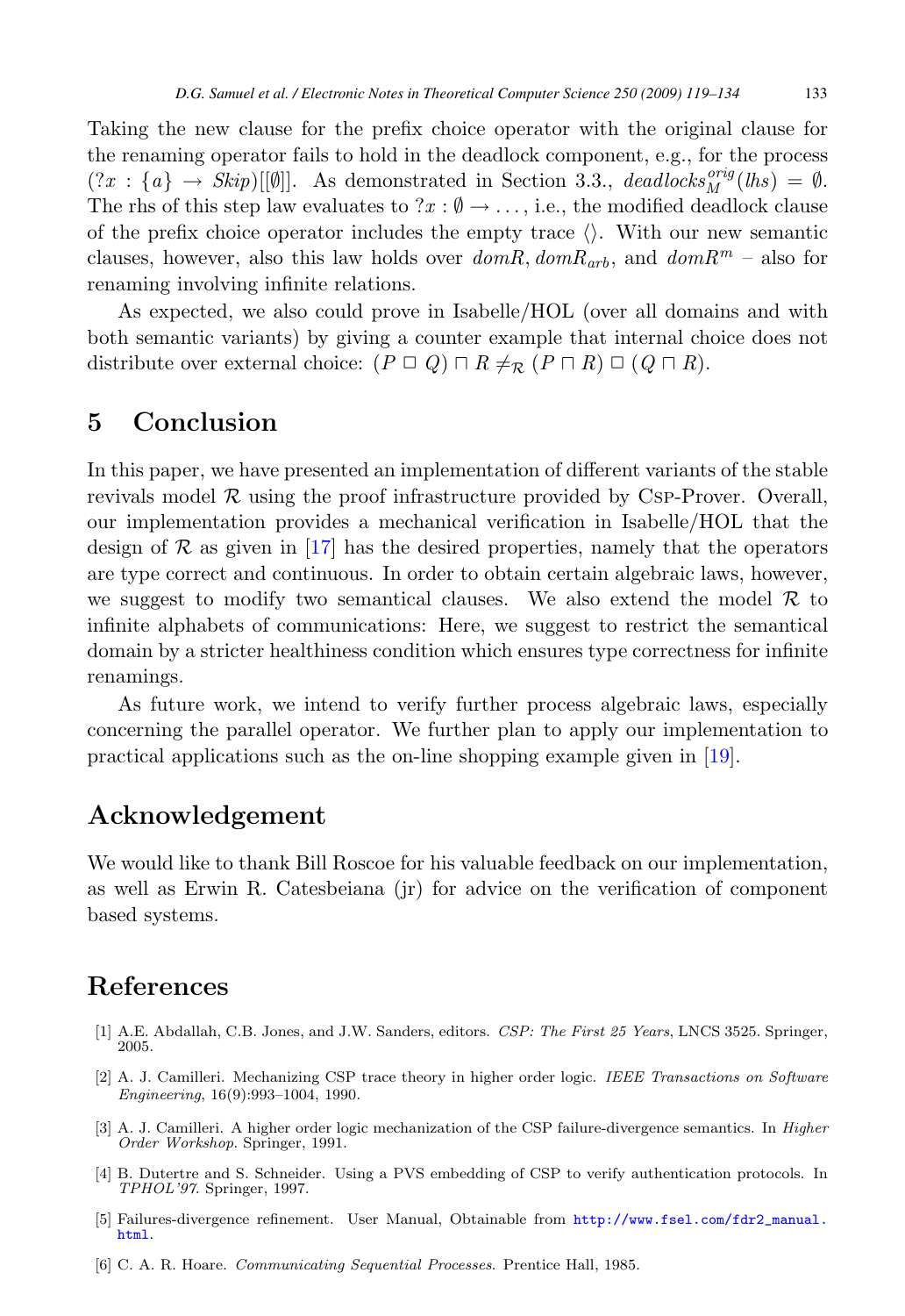Taking the new clause for the prefix choice operator with the original clause for the renaming operator fails to hold in the deadlock component, e.g., for the process $(?x : \{a\} \to \mathit{Skip})[[\emptyset]]$. As demonstrated in Section 3.3., $\mathit{deadlocks}_M^{orig}(\mathit{lhs}) = \emptyset$. The rhs of this step law evaluates to $?x : \emptyset \to \ldots$, i.e., the modified deadlock clause of the prefix choice operator includes the empty trace $\langle\rangle$. With our new semantic clauses, however, also this law holds over $\mathit{domR}$, $\mathit{domR}_{arb}$, and $\mathit{domR}^m$ – also for renaming involving infinite relations.

As expected, we also could prove in Isabelle/HOL (over all domains and with both semantic variants) by giving a counter example that internal choice does not distribute over external choice: $(P \,\Box\, Q) \sqcap R \neq_{\mathcal{R}} (P \sqcap R) \,\Box\, (Q \sqcap R)$.

## 5 Conclusion

In this paper, we have presented an implementation of different variants of the stable revivals model $\mathcal{R}$ using the proof infrastructure provided by Csp-Prover. Overall, our implementation provides a mechanical verification in Isabelle/HOL that the design of $\mathcal{R}$ as given in [17] has the desired properties, namely that the operators are type correct and continuous. In order to obtain certain algebraic laws, however, we suggest to modify two semantical clauses. We also extend the model $\mathcal{R}$ to infinite alphabets of communications: Here, we suggest to restrict the semantical domain by a stricter healthiness condition which ensures type correctness for infinite renamings.

As future work, we intend to verify further process algebraic laws, especially concerning the parallel operator. We further plan to apply our implementation to practical applications such as the on-line shopping example given in [19].

## Acknowledgement

We would like to thank Bill Roscoe for his valuable feedback on our implementation, as well as Erwin R. Catesbeiana (jr) for advice on the verification of component based systems.

## References

[1] A.E. Abdallah, C.B. Jones, and J.W. Sanders, editors. *CSP: The First 25 Years*, LNCS 3525. Springer, 2005.

[2] A. J. Camilleri. Mechanizing CSP trace theory in higher order logic. *IEEE Transactions on Software Engineering*, 16(9):993–1004, 1990.

[3] A. J. Camilleri. A higher order logic mechanization of the CSP failure-divergence semantics. In *Higher Order Workshop*. Springer, 1991.

[4] B. Dutertre and S. Schneider. Using a PVS embedding of CSP to verify authentication protocols. In *TPHOL'97*. Springer, 1997.

[5] Failures-divergence refinement. User Manual, Obtainable from http://www.fsel.com/fdr2_manual.html.

[6] C. A. R. Hoare. *Communicating Sequential Processes*. Prentice Hall, 1985.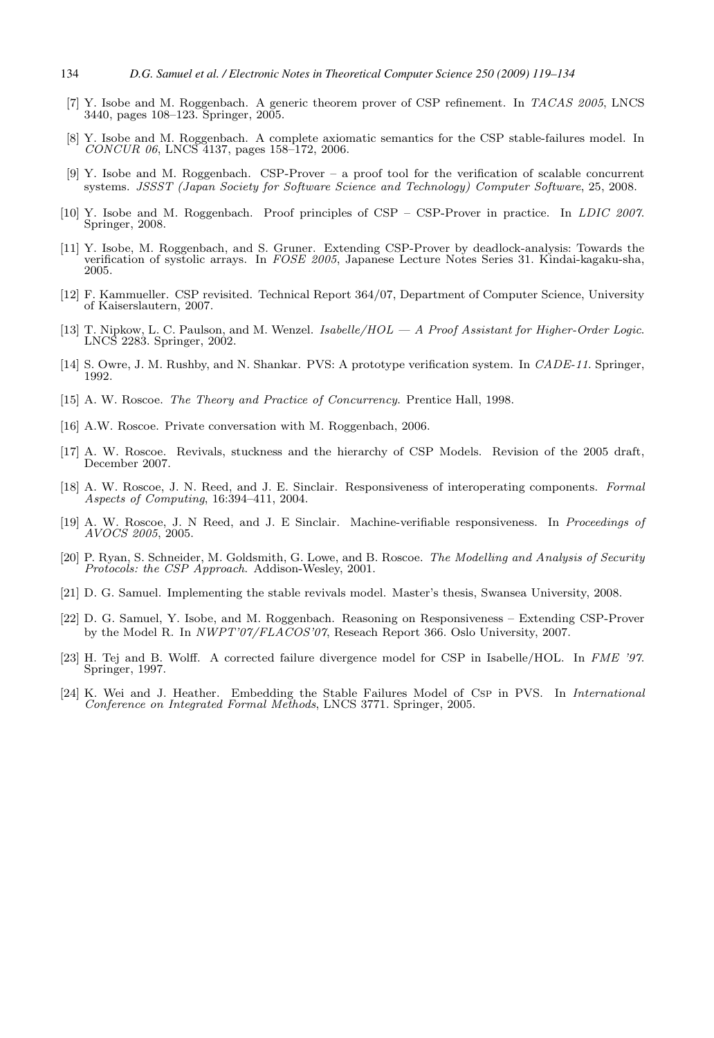[7] Y. Isobe and M. Roggenbach. A generic theorem prover of CSP refinement. In *TACAS 2005*, LNCS 3440, pages 108–123. Springer, 2005.

[8] Y. Isobe and M. Roggenbach. A complete axiomatic semantics for the CSP stable-failures model. In *CONCUR 06*, LNCS 4137, pages 158–172, 2006.

[9] Y. Isobe and M. Roggenbach. CSP-Prover – a proof tool for the verification of scalable concurrent systems. *JSSST (Japan Society for Software Science and Technology) Computer Software*, 25, 2008.

[10] Y. Isobe and M. Roggenbach. Proof principles of CSP – CSP-Prover in practice. In *LDIC 2007*. Springer, 2008.

[11] Y. Isobe, M. Roggenbach, and S. Gruner. Extending CSP-Prover by deadlock-analysis: Towards the verification of systolic arrays. In *FOSE 2005*, Japanese Lecture Notes Series 31. Kindai-kagaku-sha, 2005.

[12] F. Kammueller. CSP revisited. Technical Report 364/07, Department of Computer Science, University of Kaiserslautern, 2007.

[13] T. Nipkow, L. C. Paulson, and M. Wenzel. *Isabelle/HOL — A Proof Assistant for Higher-Order Logic*. LNCS 2283. Springer, 2002.

[14] S. Owre, J. M. Rushby, and N. Shankar. PVS: A prototype verification system. In *CADE-11*. Springer, 1992.

[15] A. W. Roscoe. *The Theory and Practice of Concurrency*. Prentice Hall, 1998.

[16] A.W. Roscoe. Private conversation with M. Roggenbach, 2006.

[17] A. W. Roscoe. Revivals, stuckness and the hierarchy of CSP Models. Revision of the 2005 draft, December 2007.

[18] A. W. Roscoe, J. N. Reed, and J. E. Sinclair. Responsiveness of interoperating components. *Formal Aspects of Computing*, 16:394–411, 2004.

[19] A. W. Roscoe, J. N Reed, and J. E Sinclair. Machine-verifiable responsiveness. In *Proceedings of AVOCS 2005*, 2005.

[20] P. Ryan, S. Schneider, M. Goldsmith, G. Lowe, and B. Roscoe. *The Modelling and Analysis of Security Protocols: the CSP Approach*. Addison-Wesley, 2001.

[21] D. G. Samuel. Implementing the stable revivals model. Master's thesis, Swansea University, 2008.

[22] D. G. Samuel, Y. Isobe, and M. Roggenbach. Reasoning on Responsiveness – Extending CSP-Prover by the Model R. In *NWPT'07/FLACOS'07*, Reseach Report 366. Oslo University, 2007.

[23] H. Tej and B. Wolff. A corrected failure divergence model for CSP in Isabelle/HOL. In *FME '97*. Springer, 1997.

[24] K. Wei and J. Heather. Embedding the Stable Failures Model of Csp in PVS. In *International Conference on Integrated Formal Methods*, LNCS 3771. Springer, 2005.